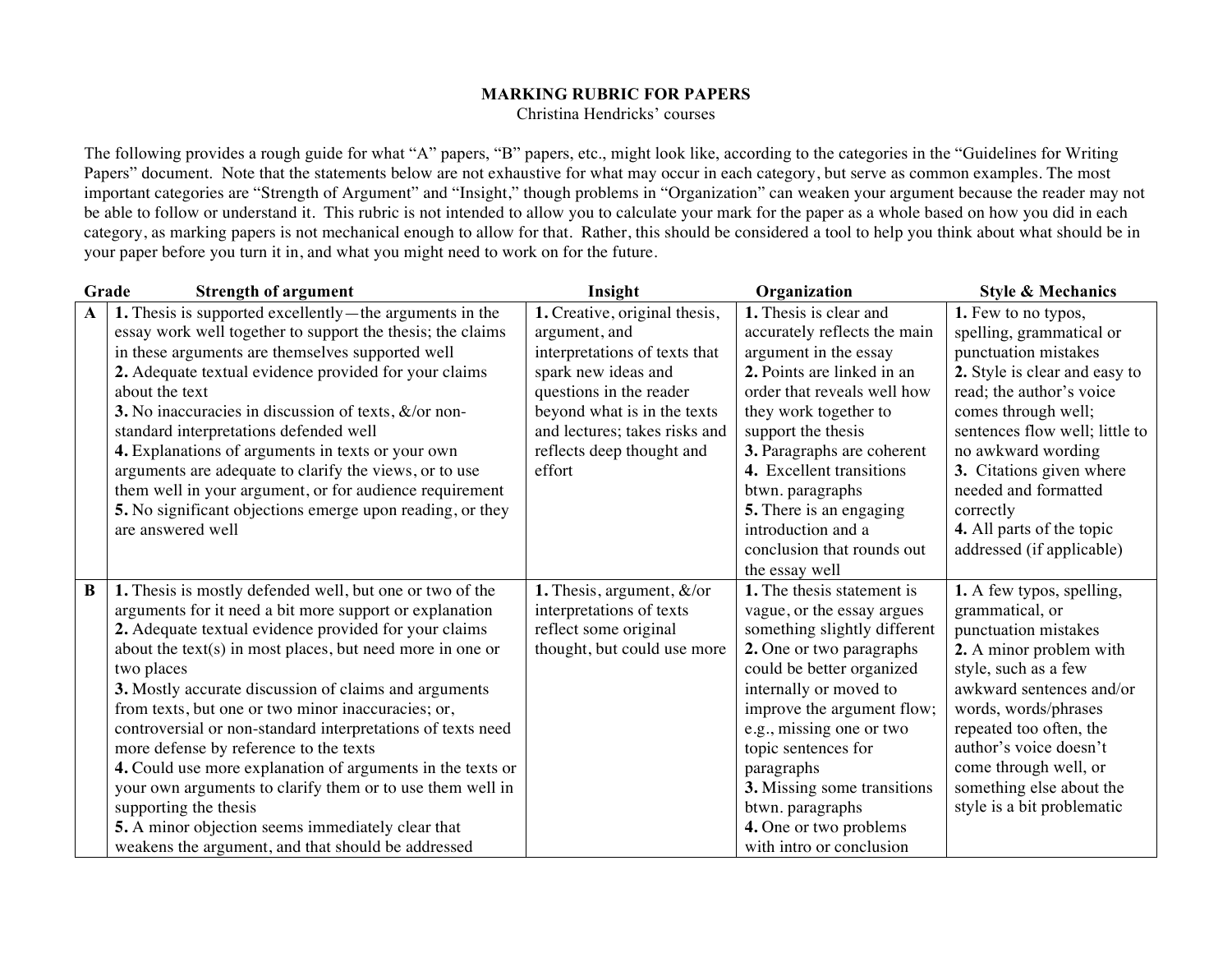# MARKING RUBRIC FOR PAPERS

Christina Hendricks' courses

The following provides a rough guide for what "A" papers, "B" papers, etc., might look like, according to the categories in the "Guidelines for Writing Papers" document. Note that the statements below are not exhaustive for what may occur in each category, but serve as common examples. The most important categories are "Strength of Argument" and "Insight," though problems in "Organization" can weaken your argument because the reader may not be able to follow or understand it. This rubric is not intended to allow you to calculate your mark for the paper as a whole based on how you did in each category, as marking papers is not mechanical enough to allow for that. Rather, this should be considered a tool to help you think about what should be in your paper before you turn it in, and what you might need to work on for the future.

| Grade | Strength of argument | Insight | Organization | Style & Mechanics |
|---|---|---|---|---|
| **A** | **1.** Thesis is supported excellently—the arguments in the essay work well together to support the thesis; the claims in these arguments are themselves supported well<br>**2.** Adequate textual evidence provided for your claims about the text<br>**3.** No inaccuracies in discussion of texts, &/or non-standard interpretations defended well<br>**4.** Explanations of arguments in texts or your own arguments are adequate to clarify the views, or to use them well in your argument, or for audience requirement<br>**5.** No significant objections emerge upon reading, or they are answered well | **1.** Creative, original thesis, argument, and interpretations of texts that spark new ideas and questions in the reader beyond what is in the texts and lectures; takes risks and reflects deep thought and effort | **1.** Thesis is clear and accurately reflects the main argument in the essay<br>**2.** Points are linked in an order that reveals well how they work together to support the thesis<br>**3.** Paragraphs are coherent<br>**4.** Excellent transitions btwn. paragraphs<br>**5.** There is an engaging introduction and a conclusion that rounds out the essay well | **1.** Few to no typos, spelling, grammatical or punctuation mistakes<br>**2.** Style is clear and easy to read; the author's voice comes through well; sentences flow well; little to no awkward wording<br>**3.** Citations given where needed and formatted correctly<br>**4.** All parts of the topic addressed (if applicable) |
| **B** | **1.** Thesis is mostly defended well, but one or two of the arguments for it need a bit more support or explanation<br>**2.** Adequate textual evidence provided for your claims about the text(s) in most places, but need more in one or two places<br>**3.** Mostly accurate discussion of claims and arguments from texts, but one or two minor inaccuracies; or, controversial or non-standard interpretations of texts need more defense by reference to the texts<br>**4.** Could use more explanation of arguments in the texts or your own arguments to clarify them or to use them well in supporting the thesis<br>**5.** A minor objection seems immediately clear that weakens the argument, and that should be addressed | **1.** Thesis, argument, &/or interpretations of texts reflect some original thought, but could use more | **1.** The thesis statement is vague, or the essay argues something slightly different<br>**2.** One or two paragraphs could be better organized internally or moved to improve the argument flow; e.g., missing one or two topic sentences for paragraphs<br>**3.** Missing some transitions btwn. paragraphs<br>**4.** One or two problems with intro or conclusion | **1.** A few typos, spelling, grammatical, or punctuation mistakes<br>**2.** A minor problem with style, such as a few awkward sentences and/or words, words/phrases repeated too often, the author's voice doesn't come through well, or something else about the style is a bit problematic |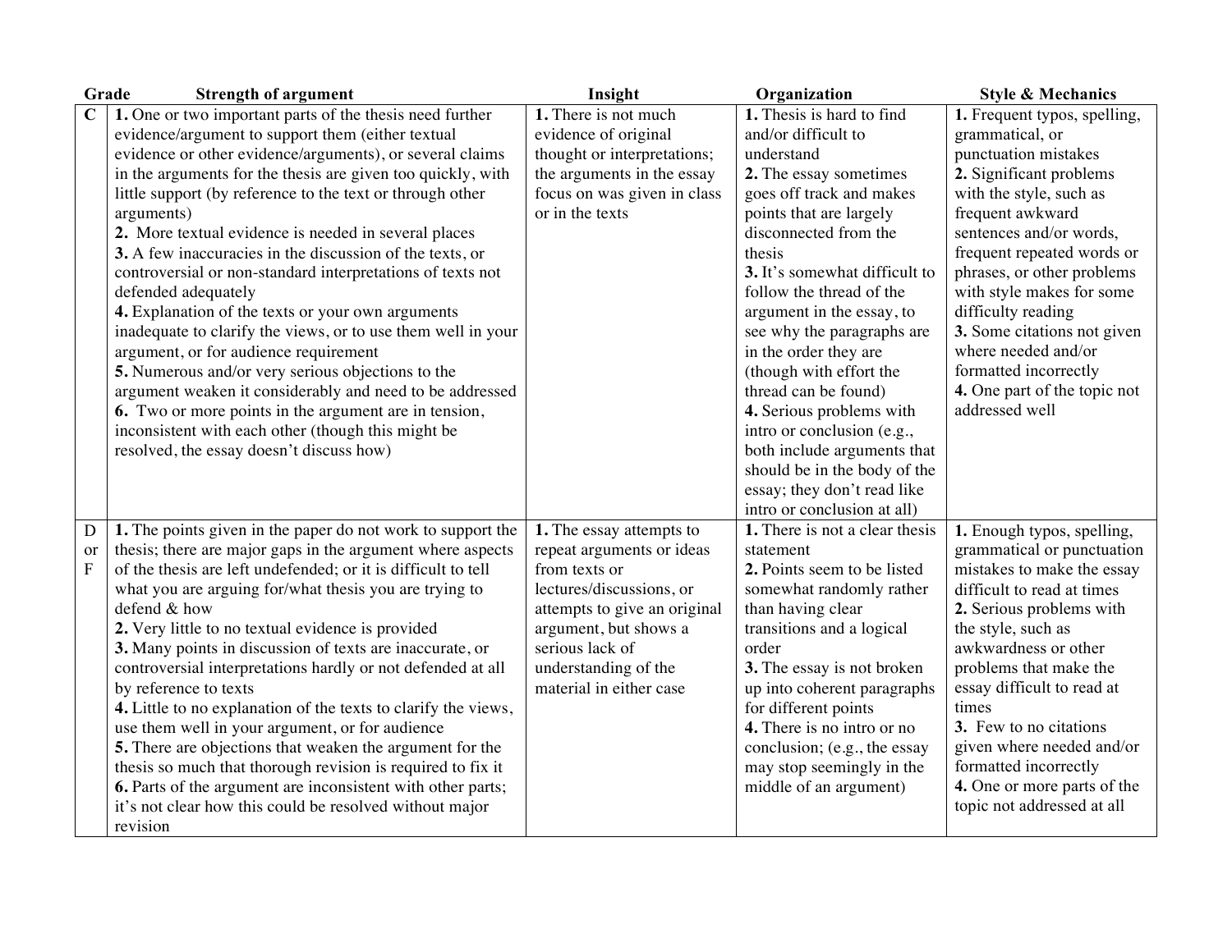| Grade | Strength of argument | Insight | Organization | Style & Mechanics |
|---|---|---|---|---|
| C | **1.** One or two important parts of the thesis need further evidence/argument to support them (either textual evidence or other evidence/arguments), or several claims in the arguments for the thesis are given too quickly, with little support (by reference to the text or through other arguments)<br>**2.** More textual evidence is needed in several places<br>**3.** A few inaccuracies in the discussion of the texts, or controversial or non-standard interpretations of texts not defended adequately<br>**4.** Explanation of the texts or your own arguments inadequate to clarify the views, or to use them well in your argument, or for audience requirement<br>**5.** Numerous and/or very serious objections to the argument weaken it considerably and need to be addressed<br>**6.** Two or more points in the argument are in tension, inconsistent with each other (though this might be resolved, the essay doesn't discuss how) | **1.** There is not much evidence of original thought or interpretations; the arguments in the essay focus on was given in class or in the texts | **1.** Thesis is hard to find and/or difficult to understand<br>**2.** The essay sometimes goes off track and makes points that are largely disconnected from the thesis<br>**3.** It's somewhat difficult to follow the thread of the argument in the essay, to see why the paragraphs are in the order they are (though with effort the thread can be found)<br>**4.** Serious problems with intro or conclusion (e.g., both include arguments that should be in the body of the essay; they don't read like intro or conclusion at all) | **1.** Frequent typos, spelling, grammatical, or punctuation mistakes<br>**2.** Significant problems with the style, such as frequent awkward sentences and/or words, frequent repeated words or phrases, or other problems with style makes for some difficulty reading<br>**3.** Some citations not given where needed and/or formatted incorrectly<br>**4.** One part of the topic not addressed well |
| D or F | **1.** The points given in the paper do not work to support the thesis; there are major gaps in the argument where aspects of the thesis are left undefended; or it is difficult to tell what you are arguing for/what thesis you are trying to defend & how<br>**2.** Very little to no textual evidence is provided<br>**3.** Many points in discussion of texts are inaccurate, or controversial interpretations hardly or not defended at all by reference to texts<br>**4.** Little to no explanation of the texts to clarify the views, use them well in your argument, or for audience<br>**5.** There are objections that weaken the argument for the thesis so much that thorough revision is required to fix it<br>**6.** Parts of the argument are inconsistent with other parts; it's not clear how this could be resolved without major revision | **1.** The essay attempts to repeat arguments or ideas from texts or lectures/discussions, or attempts to give an original argument, but shows a serious lack of understanding of the material in either case | **1.** There is not a clear thesis statement<br>**2.** Points seem to be listed somewhat randomly rather than having clear transitions and a logical order<br>**3.** The essay is not broken up into coherent paragraphs for different points<br>**4.** There is no intro or no conclusion; (e.g., the essay may stop seemingly in the middle of an argument) | **1.** Enough typos, spelling, grammatical or punctuation mistakes to make the essay difficult to read at times<br>**2.** Serious problems with the style, such as awkwardness or other problems that make the essay difficult to read at times<br>**3.** Few to no citations given where needed and/or formatted incorrectly<br>**4.** One or more parts of the topic not addressed at all |